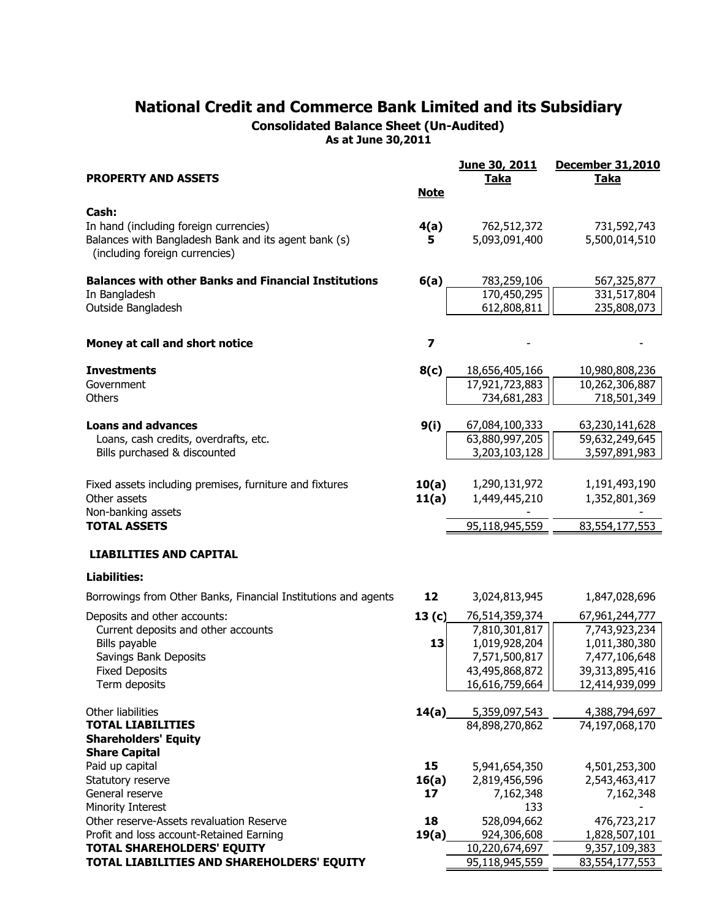# National Credit and Commerce Bank Limited and its Subsidiary

### Consolidated Balance Sheet (Un-Audited)

### As at June 30,2011

| PROPERTY AND ASSETS | Note | June 30, 2011<br>Taka | December 31,2010<br>Taka |
|---|---|---|---|
| **Cash:** | | | |
| In hand (including foreign currencies) | **4(a)** | 762,512,372 | 731,592,743 |
| Balances with Bangladesh Bank and its agent bank (s) (including foreign currencies) | **5** | 5,093,091,400 | 5,500,014,510 |
| **Balances with other Banks and Financial Institutions** | **6(a)** | 783,259,106 | 567,325,877 |
| In Bangladesh | | 170,450,295 | 331,517,804 |
| Outside Bangladesh | | 612,808,811 | 235,808,073 |
| **Money at call and short notice** | **7** | - | - |
| **Investments** | **8(c)** | 18,656,405,166 | 10,980,808,236 |
| Government | | 17,921,723,883 | 10,262,306,887 |
| Others | | 734,681,283 | 718,501,349 |
| **Loans and advances** | **9(i)** | 67,084,100,333 | 63,230,141,628 |
| Loans, cash credits, overdrafts, etc. | | 63,880,997,205 | 59,632,249,645 |
| Bills purchased & discounted | | 3,203,103,128 | 3,597,891,983 |
| Fixed assets including premises, furniture and fixtures | **10(a)** | 1,290,131,972 | 1,191,493,190 |
| Other assets | **11(a)** | 1,449,445,210 | 1,352,801,369 |
| Non-banking assets | | - | - |
| **TOTAL ASSETS** | | 95,118,945,559 | 83,554,177,553 |
| **LIABILITIES AND CAPITAL** | | | |
| **Liabilities:** | | | |
| Borrowings from Other Banks, Financial Institutions and agents | **12** | 3,024,813,945 | 1,847,028,696 |
| Deposits and other accounts: | **13 (c)** | 76,514,359,374 | 67,961,244,777 |
| Current deposits and other accounts | | 7,810,301,817 | 7,743,923,234 |
| Bills payable | **13** | 1,019,928,204 | 1,011,380,380 |
| Savings Bank Deposits | | 7,571,500,817 | 7,477,106,648 |
| Fixed Deposits | | 43,495,868,872 | 39,313,895,416 |
| Term deposits | | 16,616,759,664 | 12,414,939,099 |
| Other liabilities | **14(a)** | 5,359,097,543 | 4,388,794,697 |
| **TOTAL LIABILITIES** | | 84,898,270,862 | 74,197,068,170 |
| **Shareholders' Equity** | | | |
| **Share Capital** | | | |
| Paid up capital | **15** | 5,941,654,350 | 4,501,253,300 |
| Statutory reserve | **16(a)** | 2,819,456,596 | 2,543,463,417 |
| General reserve | **17** | 7,162,348 | 7,162,348 |
| Minority Interest | | 133 | - |
| Other reserve-Assets revaluation Reserve | **18** | 528,094,662 | 476,723,217 |
| Profit and loss account-Retained Earning | **19(a)** | 924,306,608 | 1,828,507,101 |
| **TOTAL SHAREHOLDERS' EQUITY** | | 10,220,674,697 | 9,357,109,383 |
| **TOTAL LIABILITIES AND SHAREHOLDERS' EQUITY** | | 95,118,945,559 | 83,554,177,553 |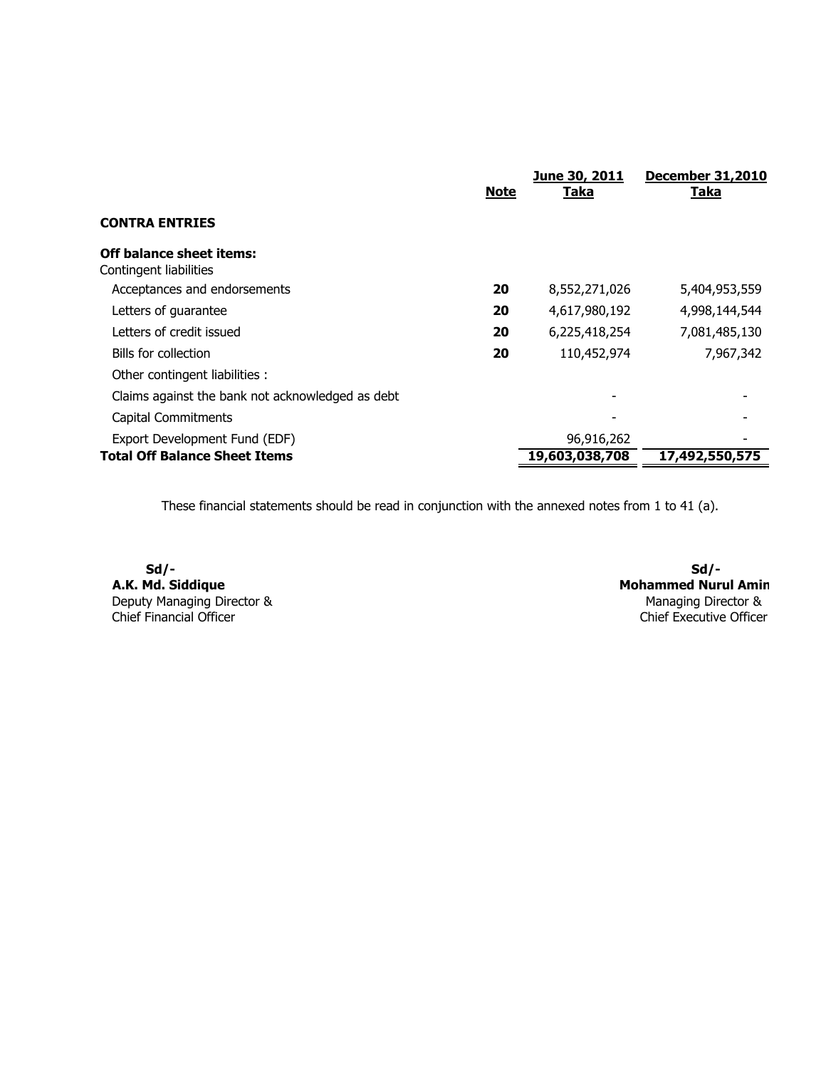| | Note | June 30, 2011 Taka | December 31,2010 Taka |
|---|---|---|---|
| **CONTRA ENTRIES** | | | |
| **Off balance sheet items:** | | | |
| Contingent liabilities | | | |
| Acceptances and endorsements | **20** | 8,552,271,026 | 5,404,953,559 |
| Letters of guarantee | **20** | 4,617,980,192 | 4,998,144,544 |
| Letters of credit issued | **20** | 6,225,418,254 | 7,081,485,130 |
| Bills for collection | **20** | 110,452,974 | 7,967,342 |
| Other contingent liabilities : | | | |
| Claims against the bank not acknowledged as debt | | - | - |
| Capital Commitments | | - | - |
| Export Development Fund (EDF) | | 96,916,262 | - |
| **Total Off Balance Sheet Items** | | **19,603,038,708** | **17,492,550,575** |

These financial statements should be read in conjunction with the annexed notes from 1 to 41 (a).

**Sd/-**
**A.K. Md. Siddique**
Deputy Managing Director &
Chief Financial Officer

**Sd/-**
**Mohammed Nurul Amin**
Managing Director &
Chief Executive Officer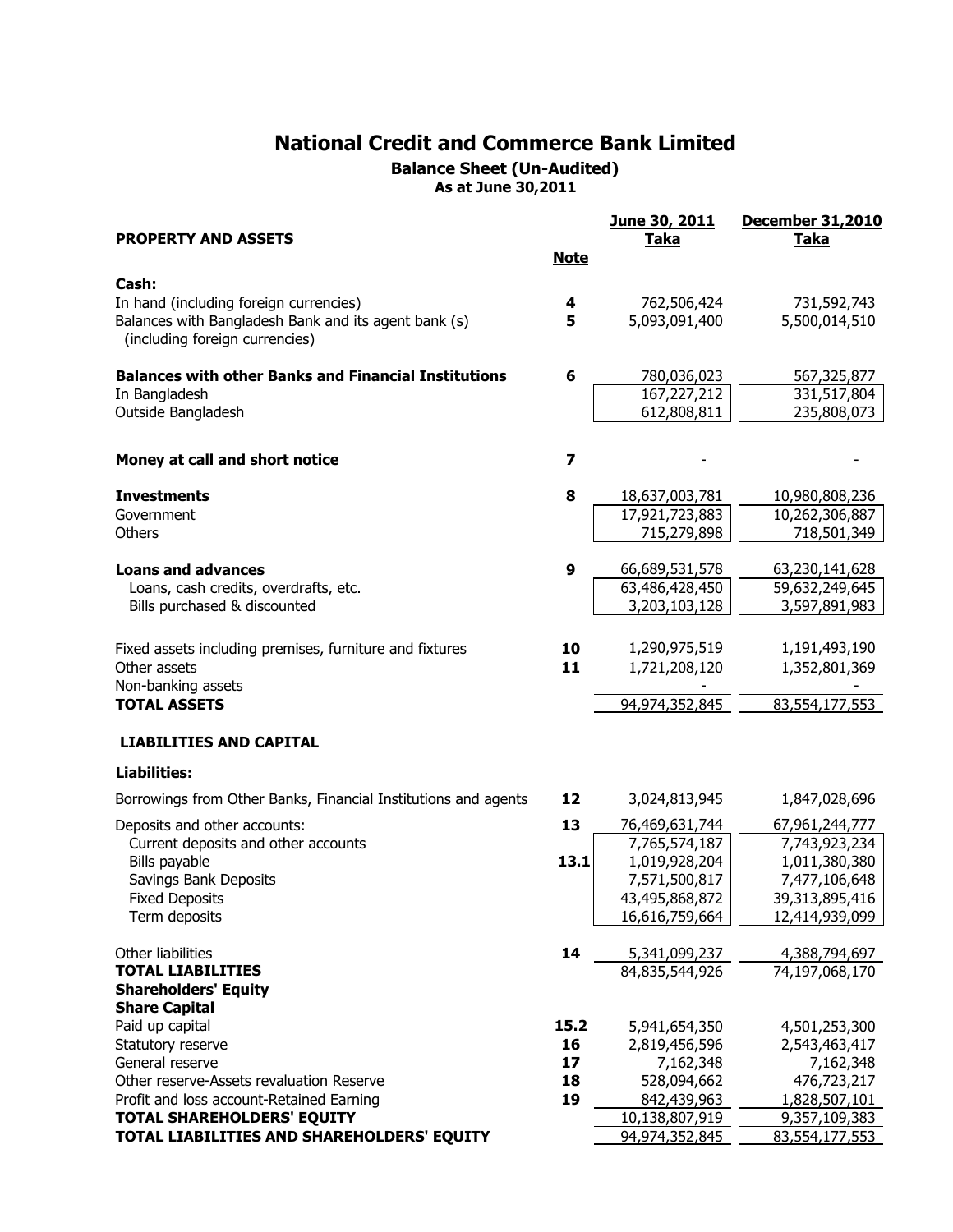# National Credit and Commerce Bank Limited

## Balance Sheet (Un-Audited)

**As at June 30,2011**

| **PROPERTY AND ASSETS** | **Note** | **June 30, 2011 Taka** | **December 31,2010 Taka** |
|---|---|---|---|
| **Cash:** | | | |
| In hand (including foreign currencies) | 4 | 762,506,424 | 731,592,743 |
| Balances with Bangladesh Bank and its agent bank (s) (including foreign currencies) | 5 | 5,093,091,400 | 5,500,014,510 |
| | | | |
| **Balances with other Banks and Financial Institutions** | 6 | 780,036,023 | 567,325,877 |
| In Bangladesh | | 167,227,212 | 331,517,804 |
| Outside Bangladesh | | 612,808,811 | 235,808,073 |
| | | | |
| **Money at call and short notice** | 7 | - | - |
| | | | |
| **Investments** | 8 | 18,637,003,781 | 10,980,808,236 |
| Government | | 17,921,723,883 | 10,262,306,887 |
| Others | | 715,279,898 | 718,501,349 |
| | | | |
| **Loans and advances** | 9 | 66,689,531,578 | 63,230,141,628 |
| Loans, cash credits, overdrafts, etc. | | 63,486,428,450 | 59,632,249,645 |
| Bills purchased & discounted | | 3,203,103,128 | 3,597,891,983 |
| | | | |
| Fixed assets including premises, furniture and fixtures | 10 | 1,290,975,519 | 1,191,493,190 |
| Other assets | 11 | 1,721,208,120 | 1,352,801,369 |
| Non-banking assets | | - | - |
| **TOTAL ASSETS** | | 94,974,352,845 | 83,554,177,553 |
| | | | |
| **LIABILITIES AND CAPITAL** | | | |
| **Liabilities:** | | | |
| Borrowings from Other Banks, Financial Institutions and agents | 12 | 3,024,813,945 | 1,847,028,696 |
| Deposits and other accounts: | 13 | 76,469,631,744 | 67,961,244,777 |
| Current deposits and other accounts | | 7,765,574,187 | 7,743,923,234 |
| Bills payable | 13.1 | 1,019,928,204 | 1,011,380,380 |
| Savings Bank Deposits | | 7,571,500,817 | 7,477,106,648 |
| Fixed Deposits | | 43,495,868,872 | 39,313,895,416 |
| Term deposits | | 16,616,759,664 | 12,414,939,099 |
| | | | |
| Other liabilities | 14 | 5,341,099,237 | 4,388,794,697 |
| **TOTAL LIABILITIES** | | 84,835,544,926 | 74,197,068,170 |
| **Shareholders' Equity** | | | |
| **Share Capital** | | | |
| Paid up capital | 15.2 | 5,941,654,350 | 4,501,253,300 |
| Statutory reserve | 16 | 2,819,456,596 | 2,543,463,417 |
| General reserve | 17 | 7,162,348 | 7,162,348 |
| Other reserve-Assets revaluation Reserve | 18 | 528,094,662 | 476,723,217 |
| Profit and loss account-Retained Earning | 19 | 842,439,963 | 1,828,507,101 |
| **TOTAL SHAREHOLDERS' EQUITY** | | 10,138,807,919 | 9,357,109,383 |
| **TOTAL LIABILITIES AND SHAREHOLDERS' EQUITY** | | 94,974,352,845 | 83,554,177,553 |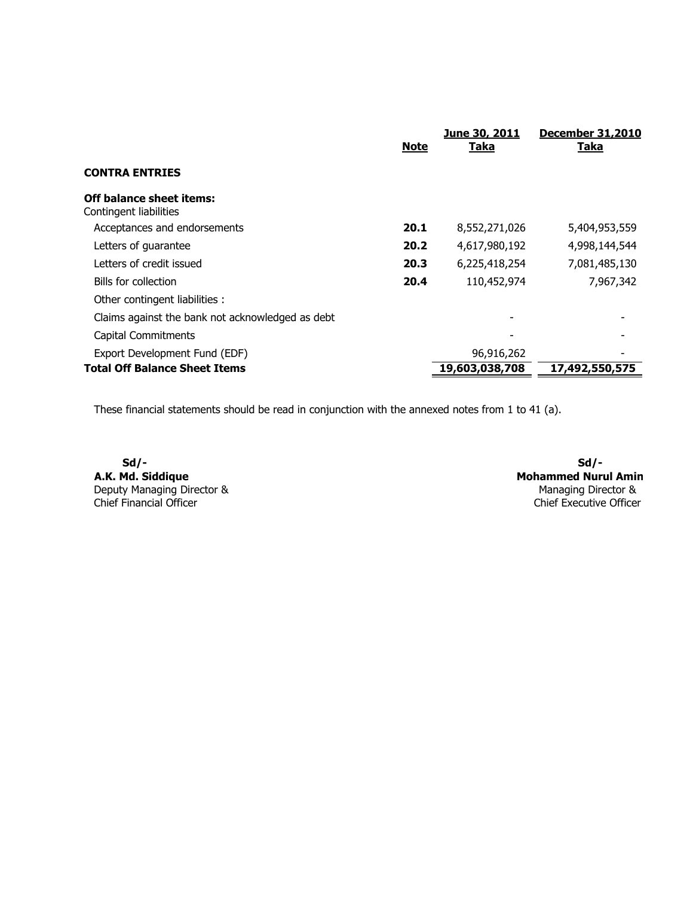| | Note | June 30, 2011<br>Taka | December 31,2010<br>Taka |
|---|---|---|---|
| **CONTRA ENTRIES** | | | |
| **Off balance sheet items:** | | | |
| Contingent liabilities | | | |
| Acceptances and endorsements | **20.1** | 8,552,271,026 | 5,404,953,559 |
| Letters of guarantee | **20.2** | 4,617,980,192 | 4,998,144,544 |
| Letters of credit issued | **20.3** | 6,225,418,254 | 7,081,485,130 |
| Bills for collection | **20.4** | 110,452,974 | 7,967,342 |
| Other contingent liabilities : | | | |
| Claims against the bank not acknowledged as debt | | - | - |
| Capital Commitments | | - | - |
| Export Development Fund (EDF) | | 96,916,262 | - |
| **Total Off Balance Sheet Items** | | **19,603,038,708** | **17,492,550,575** |

These financial statements should be read in conjunction with the annexed notes from 1 to 41 (a).

**Sd/-**
**A.K. Md. Siddique**
Deputy Managing Director &
Chief Financial Officer

**Sd/-**
**Mohammed Nurul Amin**
Managing Director &
Chief Executive Officer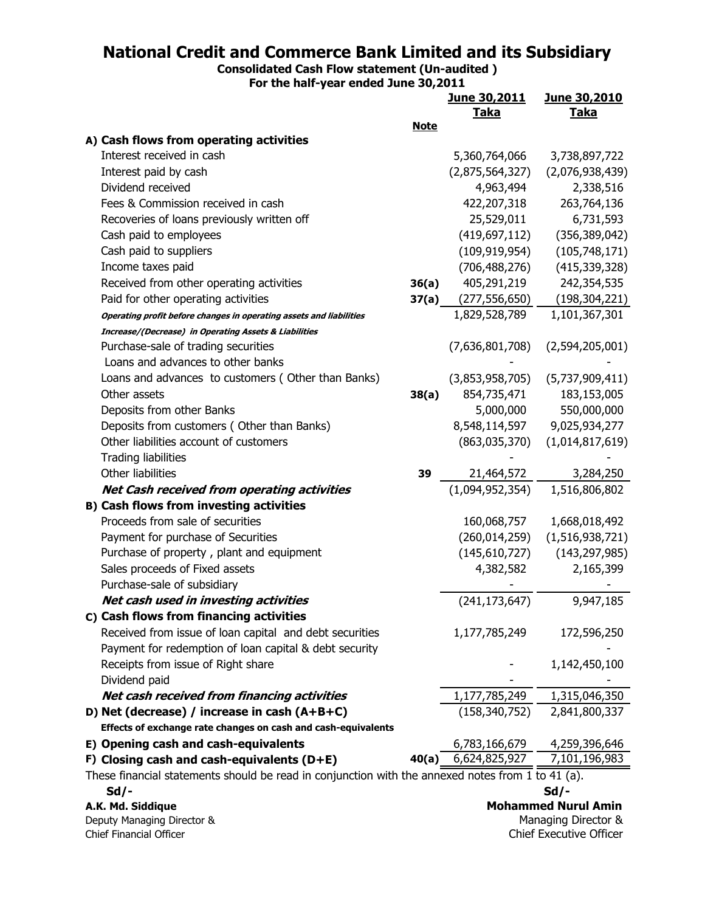# National Credit and Commerce Bank Limited and its Subsidiary

**Consolidated Cash Flow statement (Un-audited )**

**For the half-year ended June 30,2011**

| | Note | June 30,2011 Taka | June 30,2010 Taka |
|---|---|---|---|
| **A) Cash flows from operating activities** | | | |
| Interest received in cash | | 5,360,764,066 | 3,738,897,722 |
| Interest paid by cash | | (2,875,564,327) | (2,076,938,439) |
| Dividend received | | 4,963,494 | 2,338,516 |
| Fees & Commission received in cash | | 422,207,318 | 263,764,136 |
| Recoveries of loans previously written off | | 25,529,011 | 6,731,593 |
| Cash paid to employees | | (419,697,112) | (356,389,042) |
| Cash paid to suppliers | | (109,919,954) | (105,748,171) |
| Income taxes paid | | (706,488,276) | (415,339,328) |
| Received from other operating activities | 36(a) | 405,291,219 | 242,354,535 |
| Paid for other operating activities | 37(a) | (277,556,650) | (198,304,221) |
| ***Operating profit before changes in operating assets and liabilities*** | | 1,829,528,789 | 1,101,367,301 |
| ***Increase/(Decrease) in Operating Assets & Liabilities*** | | | |
| Purchase-sale of trading securities | | (7,636,801,708) | (2,594,205,001) |
| Loans and advances to other banks | | - | - |
| Loans and advances to customers ( Other than Banks) | | (3,853,958,705) | (5,737,909,411) |
| Other assets | 38(a) | 854,735,471 | 183,153,005 |
| Deposits from other Banks | | 5,000,000 | 550,000,000 |
| Deposits from customers ( Other than Banks) | | 8,548,114,597 | 9,025,934,277 |
| Other liabilities account of customers | | (863,035,370) | (1,014,817,619) |
| Trading liabilities | | - | - |
| Other liabilities | 39 | 21,464,572 | 3,284,250 |
| ***Net Cash received from operating activities*** | | (1,094,952,354) | 1,516,806,802 |
| **B) Cash flows from investing activities** | | | |
| Proceeds from sale of securities | | 160,068,757 | 1,668,018,492 |
| Payment for purchase of Securities | | (260,014,259) | (1,516,938,721) |
| Purchase of property , plant and equipment | | (145,610,727) | (143,297,985) |
| Sales proceeds of Fixed assets | | 4,382,582 | 2,165,399 |
| Purchase-sale of subsidiary | | - | - |
| ***Net cash used in investing activities*** | | (241,173,647) | 9,947,185 |
| **C) Cash flows from financing activities** | | | |
| Received from issue of loan capital and debt securities | | 1,177,785,249 | 172,596,250 |
| Payment for redemption of loan capital & debt security | | | - |
| Receipts from issue of Right share | | - | 1,142,450,100 |
| Dividend paid | | - | - |
| ***Net cash received from financing activities*** | | 1,177,785,249 | 1,315,046,350 |
| **D) Net (decrease) / increase in cash (A+B+C)** | | (158,340,752) | 2,841,800,337 |
| **Effects of exchange rate changes on cash and cash-equivalents** | | | |
| **E) Opening cash and cash-equivalents** | | 6,783,166,679 | 4,259,396,646 |
| **F) Closing cash and cash-equivalents (D+E)** | 40(a) | 6,624,825,927 | 7,101,196,983 |

These financial statements should be read in conjunction with the annexed notes from 1 to 41 (a).

**Sd/-**
**A.K. Md. Siddique**
Deputy Managing Director &
Chief Financial Officer

**Sd/-**
**Mohammed Nurul Amin**
Managing Director &
Chief Executive Officer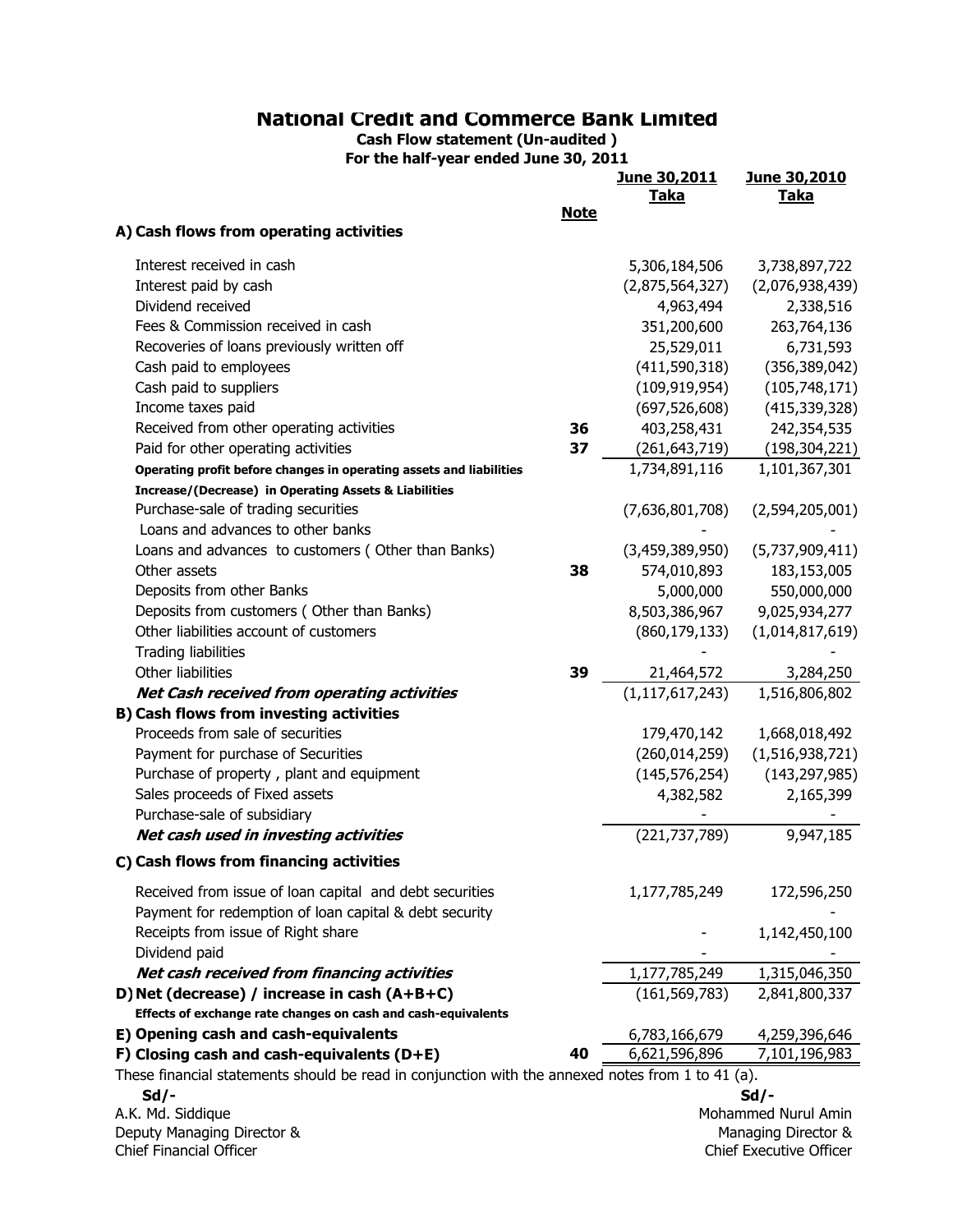# National Credit and Commerce Bank Limited

**Cash Flow statement (Un-audited )**
**For the half-year ended June 30, 2011**

| | Note | June 30,2011 Taka | June 30,2010 Taka |
|---|---|---|---|
| **A) Cash flows from operating activities** | | | |
| Interest received in cash | | 5,306,184,506 | 3,738,897,722 |
| Interest paid by cash | | (2,875,564,327) | (2,076,938,439) |
| Dividend received | | 4,963,494 | 2,338,516 |
| Fees & Commission received in cash | | 351,200,600 | 263,764,136 |
| Recoveries of loans previously written off | | 25,529,011 | 6,731,593 |
| Cash paid to employees | | (411,590,318) | (356,389,042) |
| Cash paid to suppliers | | (109,919,954) | (105,748,171) |
| Income taxes paid | | (697,526,608) | (415,339,328) |
| Received from other operating activities | 36 | 403,258,431 | 242,354,535 |
| Paid for other operating activities | 37 | (261,643,719) | (198,304,221) |
| **Operating profit before changes in operating assets and liabilities** | | 1,734,891,116 | 1,101,367,301 |
| **Increase/(Decrease) in Operating Assets & Liabilities** | | | |
| Purchase-sale of trading securities | | (7,636,801,708) | (2,594,205,001) |
| Loans and advances to other banks | | - | - |
| Loans and advances to customers ( Other than Banks) | | (3,459,389,950) | (5,737,909,411) |
| Other assets | 38 | 574,010,893 | 183,153,005 |
| Deposits from other Banks | | 5,000,000 | 550,000,000 |
| Deposits from customers ( Other than Banks) | | 8,503,386,967 | 9,025,934,277 |
| Other liabilities account of customers | | (860,179,133) | (1,014,817,619) |
| Trading liabilities | | - | - |
| Other liabilities | 39 | 21,464,572 | 3,284,250 |
| ***Net Cash received from operating activities*** | | (1,117,617,243) | 1,516,806,802 |
| **B) Cash flows from investing activities** | | | |
| Proceeds from sale of securities | | 179,470,142 | 1,668,018,492 |
| Payment for purchase of Securities | | (260,014,259) | (1,516,938,721) |
| Purchase of property , plant and equipment | | (145,576,254) | (143,297,985) |
| Sales proceeds of Fixed assets | | 4,382,582 | 2,165,399 |
| Purchase-sale of subsidiary | | - | - |
| ***Net cash used in investing activities*** | | (221,737,789) | 9,947,185 |
| **C) Cash flows from financing activities** | | | |
| Received from issue of loan capital and debt securities | | 1,177,785,249 | 172,596,250 |
| Payment for redemption of loan capital & debt security | | | - |
| Receipts from issue of Right share | | - | 1,142,450,100 |
| Dividend paid | | - | - |
| ***Net cash received from financing activities*** | | 1,177,785,249 | 1,315,046,350 |
| **D) Net (decrease) / increase in cash (A+B+C)** | | (161,569,783) | 2,841,800,337 |
| **Effects of exchange rate changes on cash and cash-equivalents** | | | |
| **E) Opening cash and cash-equivalents** | | 6,783,166,679 | 4,259,396,646 |
| **F) Closing cash and cash-equivalents (D+E)** | 40 | 6,621,596,896 | 7,101,196,983 |

These financial statements should be read in conjunction with the annexed notes from 1 to 41 (a).

**Sd/-**
A.K. Md. Siddique
Deputy Managing Director &
Chief Financial Officer

**Sd/-**
Mohammed Nurul Amin
Managing Director &
Chief Executive Officer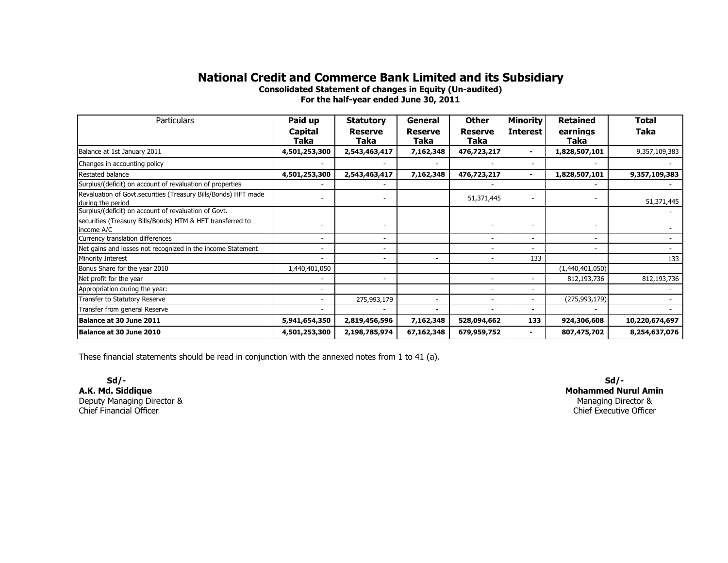# National Credit and Commerce Bank Limited and its Subsidiary

**Consolidated Statement of changes in Equity (Un-audited)**
**For the half-year ended June 30, 2011**

| Particulars | Paid up Capital Taka | Statutory Reserve Taka | General Reserve Taka | Other Reserve Taka | Minority Interest | Retained earnings Taka | Total Taka |
|---|---|---|---|---|---|---|---|
| Balance at 1st January 2011 | **4,501,253,300** | **2,543,463,417** | **7,162,348** | **476,723,217** | **-** | **1,828,507,101** | 9,357,109,383 |
| Changes in accounting policy | - | - | - | - | - | - | - |
| Restated balance | **4,501,253,300** | **2,543,463,417** | **7,162,348** | **476,723,217** | **-** | **1,828,507,101** | **9,357,109,383** |
| Surplus/(deficit) on account of revaluation of properties | - | - | | - | | - | - |
| Revaluation of Govt.securities (Treasury Bills/Bonds) HFT made during the period | - | - | | 51,371,445 | - | - | 51,371,445 |
| Surplus/(deficit) on account of revaluation of Govt. securities (Treasury Bills/Bonds) HTM & HFT transferred to income A/C | - | - | | - | - | - | - |
| Currency translation differences | - | - | | - | - | - | - |
| Net gains and losses not recognized in the income Statement | - | - | | - | - | - | - |
| Minority Interest | - | - | - | - | 133 | | 133 |
| Bonus Share for the year 2010 | 1,440,401,050 | | | | | (1,440,401,050) | |
| Net profit for the year | - | - | | - | - | 812,193,736 | 812,193,736 |
| Appropriation during the year: | - | | | - | - | | - |
| Transfer to Statutory Reserve | - | 275,993,179 | - | - | - | (275,993,179) | - |
| Transfer from general Reserve | - | - | - | - | - | - | - |
| **Balance at 30 June 2011** | **5,941,654,350** | **2,819,456,596** | **7,162,348** | **528,094,662** | **133** | **924,306,608** | **10,220,674,697** |
| **Balance at 30 June 2010** | **4,501,253,300** | **2,198,785,974** | **67,162,348** | **679,959,752** | **-** | **807,475,702** | **8,254,637,076** |

These financial statements should be read in conjunction with the annexed notes from 1 to 41 (a).

**Sd/-**
**A.K. Md. Siddique**
Deputy Managing Director &
Chief Financial Officer

**Sd/-**
**Mohammed Nurul Amin**
Managing Director &
Chief Executive Officer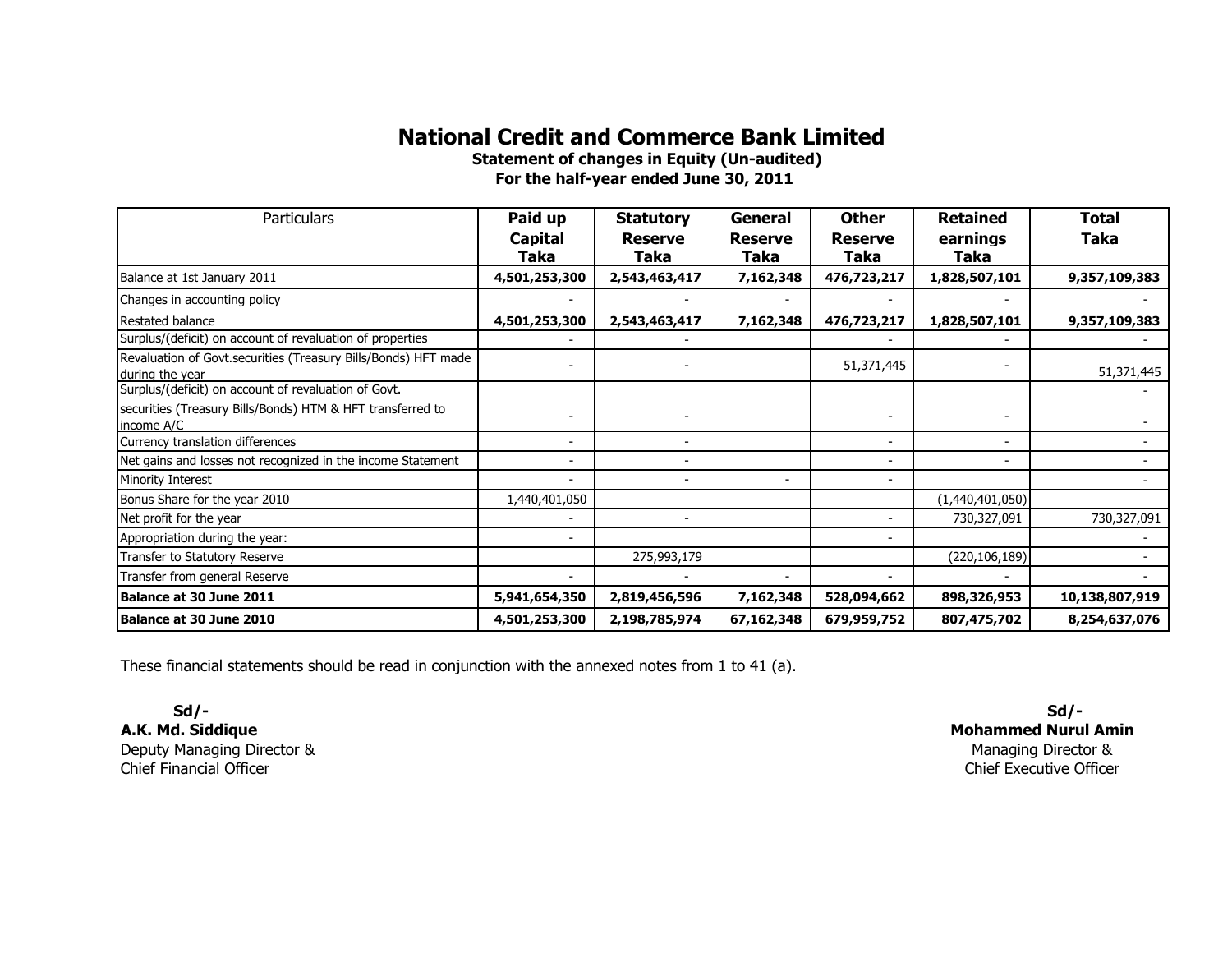# National Credit and Commerce Bank Limited

**Statement of changes in Equity (Un-audited)**
**For the half-year ended June 30, 2011**

| Particulars | Paid up Capital Taka | Statutory Reserve Taka | General Reserve Taka | Other Reserve Taka | Retained earnings Taka | Total Taka |
|---|---|---|---|---|---|---|
| Balance at 1st January 2011 | **4,501,253,300** | **2,543,463,417** | **7,162,348** | **476,723,217** | **1,828,507,101** | **9,357,109,383** |
| Changes in accounting policy | - | - | - | - | - | - |
| Restated balance | **4,501,253,300** | **2,543,463,417** | **7,162,348** | **476,723,217** | **1,828,507,101** | **9,357,109,383** |
| Surplus/(deficit) on account of revaluation of properties | - | - | | - | - | - |
| Revaluation of Govt.securities (Treasury Bills/Bonds) HFT made during the year | - | - | | 51,371,445 | - | 51,371,445 |
| Surplus/(deficit) on account of revaluation of Govt. securities (Treasury Bills/Bonds) HTM & HFT transferred to income A/C | - | - | | - | - | - |
| Currency translation differences | - | - | | - | - | - |
| Net gains and losses not recognized in the income Statement | - | - | | - | - | - |
| Minority Interest | - | - | - | - | | - |
| Bonus Share for the year 2010 | 1,440,401,050 | | | | (1,440,401,050) | |
| Net profit for the year | - | - | | - | 730,327,091 | 730,327,091 |
| Appropriation during the year: | - | | | - | | - |
| Transfer to Statutory Reserve | | 275,993,179 | | | (220,106,189) | - |
| Transfer from general Reserve | - | - | - | - | - | - |
| **Balance at 30 June 2011** | **5,941,654,350** | **2,819,456,596** | **7,162,348** | **528,094,662** | **898,326,953** | **10,138,807,919** |
| **Balance at 30 June 2010** | **4,501,253,300** | **2,198,785,974** | **67,162,348** | **679,959,752** | **807,475,702** | **8,254,637,076** |

These financial statements should be read in conjunction with the annexed notes from 1 to 41 (a).

**Sd/-**
**A.K. Md. Siddique**
Deputy Managing Director &
Chief Financial Officer

**Sd/-**
**Mohammed Nurul Amin**
Managing Director &
Chief Executive Officer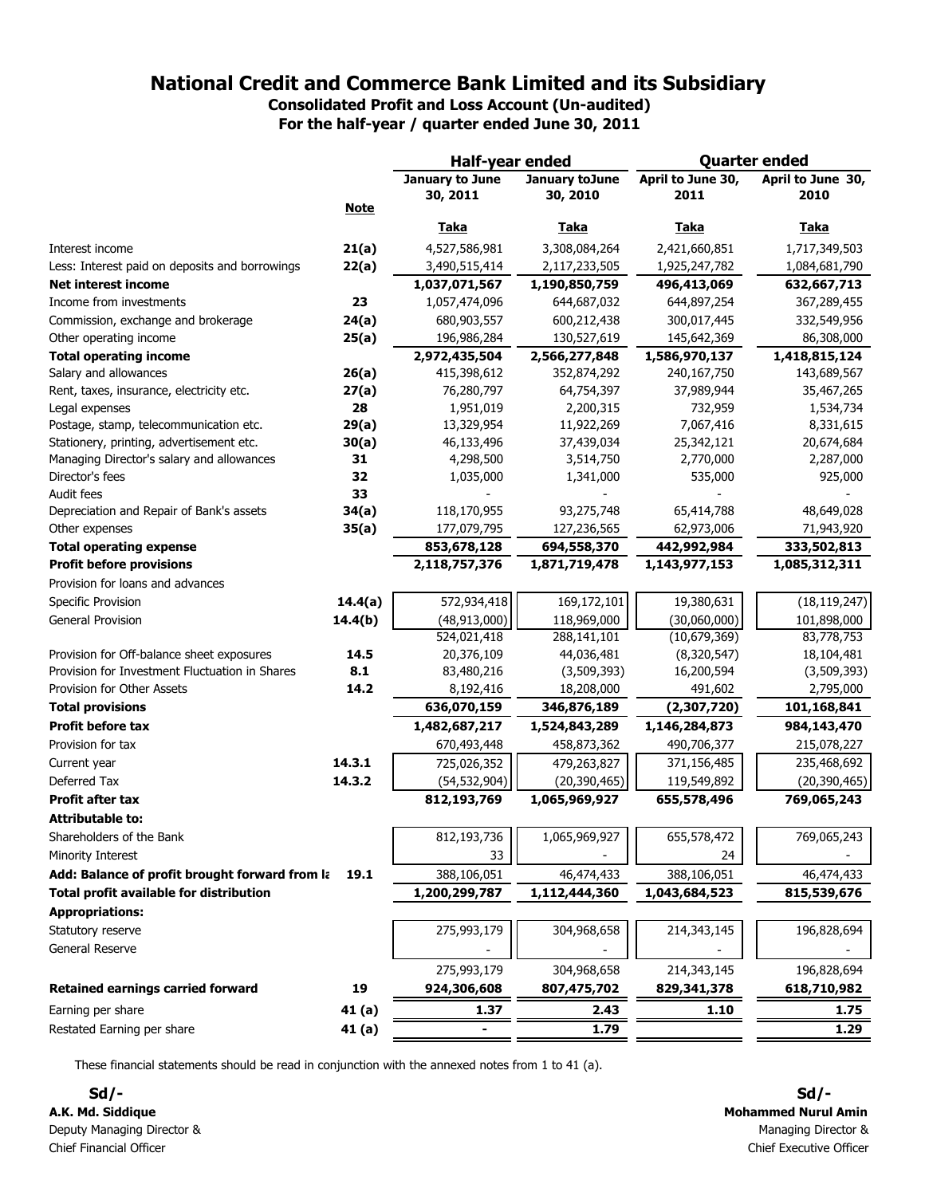# National Credit and Commerce Bank Limited and its Subsidiary

## Consolidated Profit and Loss Account (Un-audited)

### For the half-year / quarter ended June 30, 2011

| | Note | Half-year ended | | Quarter ended | |
|---|---|---|---|---|---|
| | | January to June 30, 2011 | January toJune 30, 2010 | April to June 30, 2011 | April to June 30, 2010 |
| | | Taka | Taka | Taka | Taka |
| Interest income | 21(a) | 4,527,586,981 | 3,308,084,264 | 2,421,660,851 | 1,717,349,503 |
| Less: Interest paid on deposits and borrowings | 22(a) | 3,490,515,414 | 2,117,233,505 | 1,925,247,782 | 1,084,681,790 |
| **Net interest income** | | **1,037,071,567** | **1,190,850,759** | **496,413,069** | **632,667,713** |
| Income from investments | 23 | 1,057,474,096 | 644,687,032 | 644,897,254 | 367,289,455 |
| Commission, exchange and brokerage | 24(a) | 680,903,557 | 600,212,438 | 300,017,445 | 332,549,956 |
| Other operating income | 25(a) | 196,986,284 | 130,527,619 | 145,642,369 | 86,308,000 |
| **Total operating income** | | **2,972,435,504** | **2,566,277,848** | **1,586,970,137** | **1,418,815,124** |
| Salary and allowances | 26(a) | 415,398,612 | 352,874,292 | 240,167,750 | 143,689,567 |
| Rent, taxes, insurance, electricity etc. | 27(a) | 76,280,797 | 64,754,397 | 37,989,944 | 35,467,265 |
| Legal expenses | 28 | 1,951,019 | 2,200,315 | 732,959 | 1,534,734 |
| Postage, stamp, telecommunication etc. | 29(a) | 13,329,954 | 11,922,269 | 7,067,416 | 8,331,615 |
| Stationery, printing, advertisement etc. | 30(a) | 46,133,496 | 37,439,034 | 25,342,121 | 20,674,684 |
| Managing Director's salary and allowances | 31 | 4,298,500 | 3,514,750 | 2,770,000 | 2,287,000 |
| Director's fees | 32 | 1,035,000 | 1,341,000 | 535,000 | 925,000 |
| Audit fees | 33 | - | - | - | - |
| Depreciation and Repair of Bank's assets | 34(a) | 118,170,955 | 93,275,748 | 65,414,788 | 48,649,028 |
| Other expenses | 35(a) | 177,079,795 | 127,236,565 | 62,973,006 | 71,943,920 |
| **Total operating expense** | | **853,678,128** | **694,558,370** | **442,992,984** | **333,502,813** |
| **Profit before provisions** | | **2,118,757,376** | **1,871,719,478** | **1,143,977,153** | **1,085,312,311** |
| Provision for loans and advances | | | | | |
| Specific Provision | 14.4(a) | 572,934,418 | 169,172,101 | 19,380,631 | (18,119,247) |
| General Provision | 14.4(b) | (48,913,000) | 118,969,000 | (30,060,000) | 101,898,000 |
| | | 524,021,418 | 288,141,101 | (10,679,369) | 83,778,753 |
| Provision for Off-balance sheet exposures | 14.5 | 20,376,109 | 44,036,481 | (8,320,547) | 18,104,481 |
| Provision for Investment Fluctuation in Shares | 8.1 | 83,480,216 | (3,509,393) | 16,200,594 | (3,509,393) |
| Provision for Other Assets | 14.2 | 8,192,416 | 18,208,000 | 491,602 | 2,795,000 |
| **Total provisions** | | **636,070,159** | **346,876,189** | **(2,307,720)** | **101,168,841** |
| **Profit before tax** | | **1,482,687,217** | **1,524,843,289** | **1,146,284,873** | **984,143,470** |
| Provision for tax | | 670,493,448 | 458,873,362 | 490,706,377 | 215,078,227 |
| Current year | 14.3.1 | 725,026,352 | 479,263,827 | 371,156,485 | 235,468,692 |
| Deferred Tax | 14.3.2 | (54,532,904) | (20,390,465) | 119,549,892 | (20,390,465) |
| **Profit after tax** | | **812,193,769** | **1,065,969,927** | **655,578,496** | **769,065,243** |
| **Attributable to:** | | | | | |
| Shareholders of the Bank | | 812,193,736 | 1,065,969,927 | 655,578,472 | 769,065,243 |
| Minority Interest | | 33 | - | 24 | - |
| **Add: Balance of profit brought forward from la** | 19.1 | 388,106,051 | 46,474,433 | 388,106,051 | 46,474,433 |
| **Total profit available for distribution** | | **1,200,299,787** | **1,112,444,360** | **1,043,684,523** | **815,539,676** |
| **Appropriations:** | | | | | |
| Statutory reserve | | 275,993,179 | 304,968,658 | 214,343,145 | 196,828,694 |
| General Reserve | | - | - | - | - |
| | | 275,993,179 | 304,968,658 | 214,343,145 | 196,828,694 |
| **Retained earnings carried forward** | 19 | **924,306,608** | **807,475,702** | **829,341,378** | **618,710,982** |
| Earning per share | 41 (a) | **1.37** | **2.43** | **1.10** | **1.75** |
| Restated Earning per share | 41 (a) | **-** | **1.79** | | **1.29** |

These financial statements should be read in conjunction with the annexed notes from 1 to 41 (a).

**Sd/-**
**A.K. Md. Siddique**
Deputy Managing Director &
Chief Financial Officer

**Sd/-**
**Mohammed Nurul Amin**
Managing Director &
Chief Executive Officer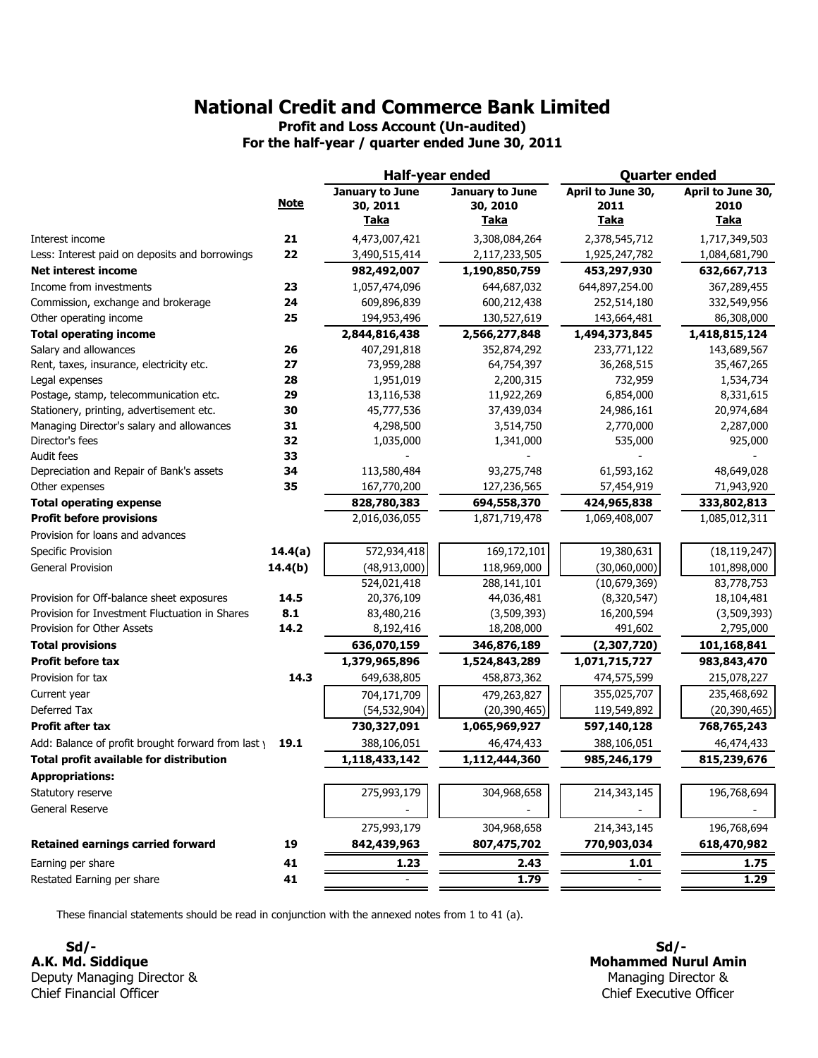# National Credit and Commerce Bank Limited

**Profit and Loss Account (Un-audited)**
**For the half-year / quarter ended June 30, 2011**

| | Note | Half-year ended | | Quarter ended | |
|---|---|---|---|---|---|
| | | January to June 30, 2011 Taka | January to June 30, 2010 Taka | April to June 30, 2011 Taka | April to June 30, 2010 Taka |
| Interest income | 21 | 4,473,007,421 | 3,308,084,264 | 2,378,545,712 | 1,717,349,503 |
| Less: Interest paid on deposits and borrowings | 22 | 3,490,515,414 | 2,117,233,505 | 1,925,247,782 | 1,084,681,790 |
| **Net interest income** | | **982,492,007** | **1,190,850,759** | **453,297,930** | **632,667,713** |
| Income from investments | 23 | 1,057,474,096 | 644,687,032 | 644,897,254.00 | 367,289,455 |
| Commission, exchange and brokerage | 24 | 609,896,839 | 600,212,438 | 252,514,180 | 332,549,956 |
| Other operating income | 25 | 194,953,496 | 130,527,619 | 143,664,481 | 86,308,000 |
| **Total operating income** | | **2,844,816,438** | **2,566,277,848** | **1,494,373,845** | **1,418,815,124** |
| Salary and allowances | 26 | 407,291,818 | 352,874,292 | 233,771,122 | 143,689,567 |
| Rent, taxes, insurance, electricity etc. | 27 | 73,959,288 | 64,754,397 | 36,268,515 | 35,467,265 |
| Legal expenses | 28 | 1,951,019 | 2,200,315 | 732,959 | 1,534,734 |
| Postage, stamp, telecommunication etc. | 29 | 13,116,538 | 11,922,269 | 6,854,000 | 8,331,615 |
| Stationery, printing, advertisement etc. | 30 | 45,777,536 | 37,439,034 | 24,986,161 | 20,974,684 |
| Managing Director's salary and allowances | 31 | 4,298,500 | 3,514,750 | 2,770,000 | 2,287,000 |
| Director's fees | 32 | 1,035,000 | 1,341,000 | 535,000 | 925,000 |
| Audit fees | 33 | - | - | - | - |
| Depreciation and Repair of Bank's assets | 34 | 113,580,484 | 93,275,748 | 61,593,162 | 48,649,028 |
| Other expenses | 35 | 167,770,200 | 127,236,565 | 57,454,919 | 71,943,920 |
| **Total operating expense** | | **828,780,383** | **694,558,370** | **424,965,838** | **333,802,813** |
| **Profit before provisions** | | 2,016,036,055 | 1,871,719,478 | 1,069,408,007 | 1,085,012,311 |
| Provision for loans and advances | | | | | |
| Specific Provision | 14.4(a) | 572,934,418 | 169,172,101 | 19,380,631 | (18,119,247) |
| General Provision | 14.4(b) | (48,913,000) | 118,969,000 | (30,060,000) | 101,898,000 |
| | | 524,021,418 | 288,141,101 | (10,679,369) | 83,778,753 |
| Provision for Off-balance sheet exposures | 14.5 | 20,376,109 | 44,036,481 | (8,320,547) | 18,104,481 |
| Provision for Investment Fluctuation in Shares | 8.1 | 83,480,216 | (3,509,393) | 16,200,594 | (3,509,393) |
| Provision for Other Assets | 14.2 | 8,192,416 | 18,208,000 | 491,602 | 2,795,000 |
| **Total provisions** | | **636,070,159** | **346,876,189** | **(2,307,720)** | **101,168,841** |
| **Profit before tax** | | **1,379,965,896** | **1,524,843,289** | **1,071,715,727** | **983,843,470** |
| Provision for tax | 14.3 | 649,638,805 | 458,873,362 | 474,575,599 | 215,078,227 |
| Current year | | 704,171,709 | 479,263,827 | 355,025,707 | 235,468,692 |
| Deferred Tax | | (54,532,904) | (20,390,465) | 119,549,892 | (20,390,465) |
| **Profit after tax** | | **730,327,091** | **1,065,969,927** | **597,140,128** | **768,765,243** |
| Add: Balance of profit brought forward from last year | 19.1 | 388,106,051 | 46,474,433 | 388,106,051 | 46,474,433 |
| **Total profit available for distribution** | | **1,118,433,142** | **1,112,444,360** | **985,246,179** | **815,239,676** |
| **Appropriations:** | | | | | |
| Statutory reserve | | 275,993,179 | 304,968,658 | 214,343,145 | 196,768,694 |
| General Reserve | | - | - | - | - |
| | | 275,993,179 | 304,968,658 | 214,343,145 | 196,768,694 |
| **Retained earnings carried forward** | 19 | **842,439,963** | **807,475,702** | **770,903,034** | **618,470,982** |
| Earning per share | 41 | **1.23** | **2.43** | **1.01** | **1.75** |
| Restated Earning per share | 41 | - | **1.79** | - | **1.29** |

These financial statements should be read in conjunction with the annexed notes from 1 to 41 (a).

| | |
|---|---|
| **Sd/-** | **Sd/-** |
| **A.K. Md. Siddique** | **Mohammed Nurul Amin** |
| Deputy Managing Director & | Managing Director & |
| Chief Financial Officer | Chief Executive Officer |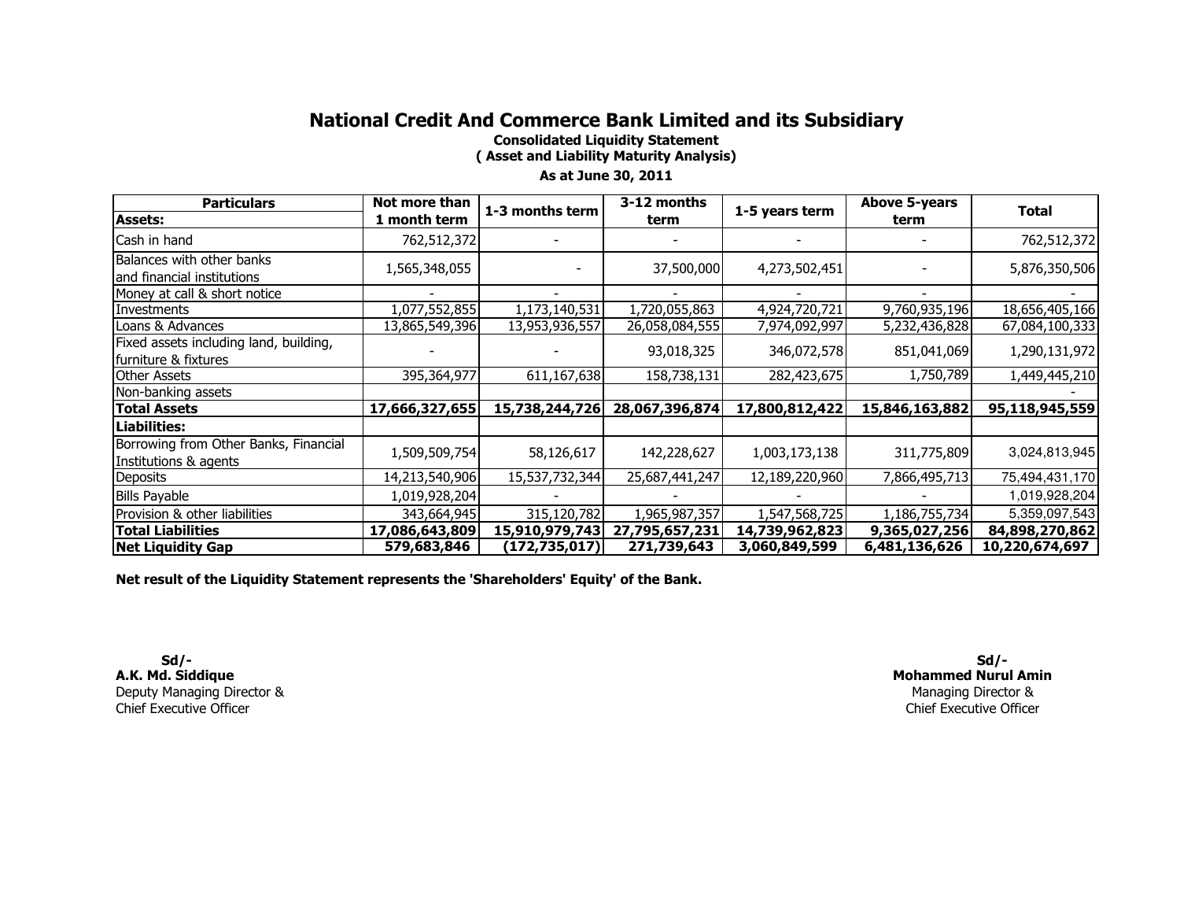# National Credit And Commerce Bank Limited and its Subsidiary

**Consolidated Liquidity Statement**

**( Asset and Liability Maturity Analysis)**

**As at June 30, 2011**

| Particulars | Not more than 1 month term | 1-3 months term | 3-12 months term | 1-5 years term | Above 5-years term | Total |
|---|---|---|---|---|---|---|
| **Assets:** | | | | | | |
| Cash in hand | 762,512,372 | - | - | - | - | 762,512,372 |
| Balances with other banks and financial institutions | 1,565,348,055 | - | 37,500,000 | 4,273,502,451 | - | 5,876,350,506 |
| Money at call & short notice | - | - | - | - | - | - |
| Investments | 1,077,552,855 | 1,173,140,531 | 1,720,055,863 | 4,924,720,721 | 9,760,935,196 | 18,656,405,166 |
| Loans & Advances | 13,865,549,396 | 13,953,936,557 | 26,058,084,555 | 7,974,092,997 | 5,232,436,828 | 67,084,100,333 |
| Fixed assets including land, building, furniture & fixtures | - | - | 93,018,325 | 346,072,578 | 851,041,069 | 1,290,131,972 |
| Other Assets | 395,364,977 | 611,167,638 | 158,738,131 | 282,423,675 | 1,750,789 | 1,449,445,210 |
| Non-banking assets | | | | | | - |
| **Total Assets** | **17,666,327,655** | **15,738,244,726** | **28,067,396,874** | **17,800,812,422** | **15,846,163,882** | **95,118,945,559** |
| **Liabilities:** | | | | | | |
| Borrowing from Other Banks, Financial Institutions & agents | 1,509,509,754 | 58,126,617 | 142,228,627 | 1,003,173,138 | 311,775,809 | 3,024,813,945 |
| Deposits | 14,213,540,906 | 15,537,732,344 | 25,687,441,247 | 12,189,220,960 | 7,866,495,713 | 75,494,431,170 |
| Bills Payable | 1,019,928,204 | - | - | - | - | 1,019,928,204 |
| Provision & other liabilities | 343,664,945 | 315,120,782 | 1,965,987,357 | 1,547,568,725 | 1,186,755,734 | 5,359,097,543 |
| **Total Liabilities** | **17,086,643,809** | **15,910,979,743** | **27,795,657,231** | **14,739,962,823** | **9,365,027,256** | **84,898,270,862** |
| **Net Liquidity Gap** | **579,683,846** | **(172,735,017)** | **271,739,643** | **3,060,849,599** | **6,481,136,626** | **10,220,674,697** |

**Net result of the Liquidity Statement represents the 'Shareholders' Equity' of the Bank.**

**Sd/-**
**A.K. Md. Siddique**
Deputy Managing Director &
Chief Executive Officer

**Sd/-**
**Mohammed Nurul Amin**
Managing Director &
Chief Executive Officer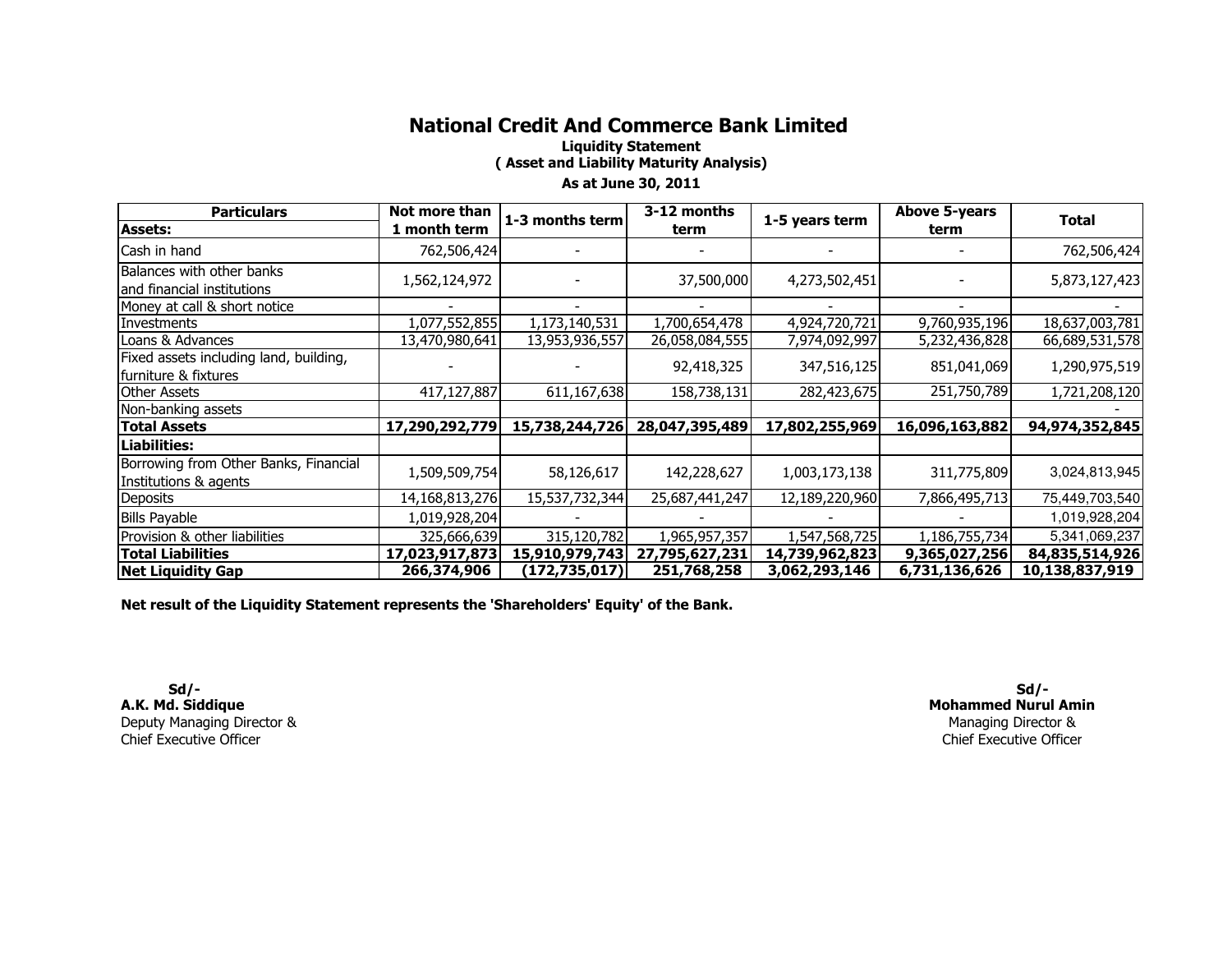# National Credit And Commerce Bank Limited

**Liquidity Statement**

**( Asset and Liability Maturity Analysis)**

**As at June 30, 2011**

| Particulars | Not more than 1 month term | 1-3 months term | 3-12 months term | 1-5 years term | Above 5-years term | Total |
|---|---|---|---|---|---|---|
| **Assets:** | | | | | | |
| Cash in hand | 762,506,424 | - | - | - | - | 762,506,424 |
| Balances with other banks and financial institutions | 1,562,124,972 | - | 37,500,000 | 4,273,502,451 | - | 5,873,127,423 |
| Money at call & short notice | - | - | - | - | - | - |
| Investments | 1,077,552,855 | 1,173,140,531 | 1,700,654,478 | 4,924,720,721 | 9,760,935,196 | 18,637,003,781 |
| Loans & Advances | 13,470,980,641 | 13,953,936,557 | 26,058,084,555 | 7,974,092,997 | 5,232,436,828 | 66,689,531,578 |
| Fixed assets including land, building, furniture & fixtures | - | - | 92,418,325 | 347,516,125 | 851,041,069 | 1,290,975,519 |
| Other Assets | 417,127,887 | 611,167,638 | 158,738,131 | 282,423,675 | 251,750,789 | 1,721,208,120 |
| Non-banking assets | | | | | | - |
| **Total Assets** | **17,290,292,779** | **15,738,244,726** | **28,047,395,489** | **17,802,255,969** | **16,096,163,882** | **94,974,352,845** |
| **Liabilities:** | | | | | | |
| Borrowing from Other Banks, Financial Institutions & agents | 1,509,509,754 | 58,126,617 | 142,228,627 | 1,003,173,138 | 311,775,809 | 3,024,813,945 |
| Deposits | 14,168,813,276 | 15,537,732,344 | 25,687,441,247 | 12,189,220,960 | 7,866,495,713 | 75,449,703,540 |
| Bills Payable | 1,019,928,204 | - | - | - | - | 1,019,928,204 |
| Provision & other liabilities | 325,666,639 | 315,120,782 | 1,965,957,357 | 1,547,568,725 | 1,186,755,734 | 5,341,069,237 |
| **Total Liabilities** | **17,023,917,873** | **15,910,979,743** | **27,795,627,231** | **14,739,962,823** | **9,365,027,256** | **84,835,514,926** |
| **Net Liquidity Gap** | **266,374,906** | **(172,735,017)** | **251,768,258** | **3,062,293,146** | **6,731,136,626** | **10,138,837,919** |

**Net result of the Liquidity Statement represents the 'Shareholders' Equity' of the Bank.**

**Sd/-**
**A.K. Md. Siddique**
Deputy Managing Director &
Chief Executive Officer

**Sd/-**
**Mohammed Nurul Amin**
Managing Director &
Chief Executive Officer